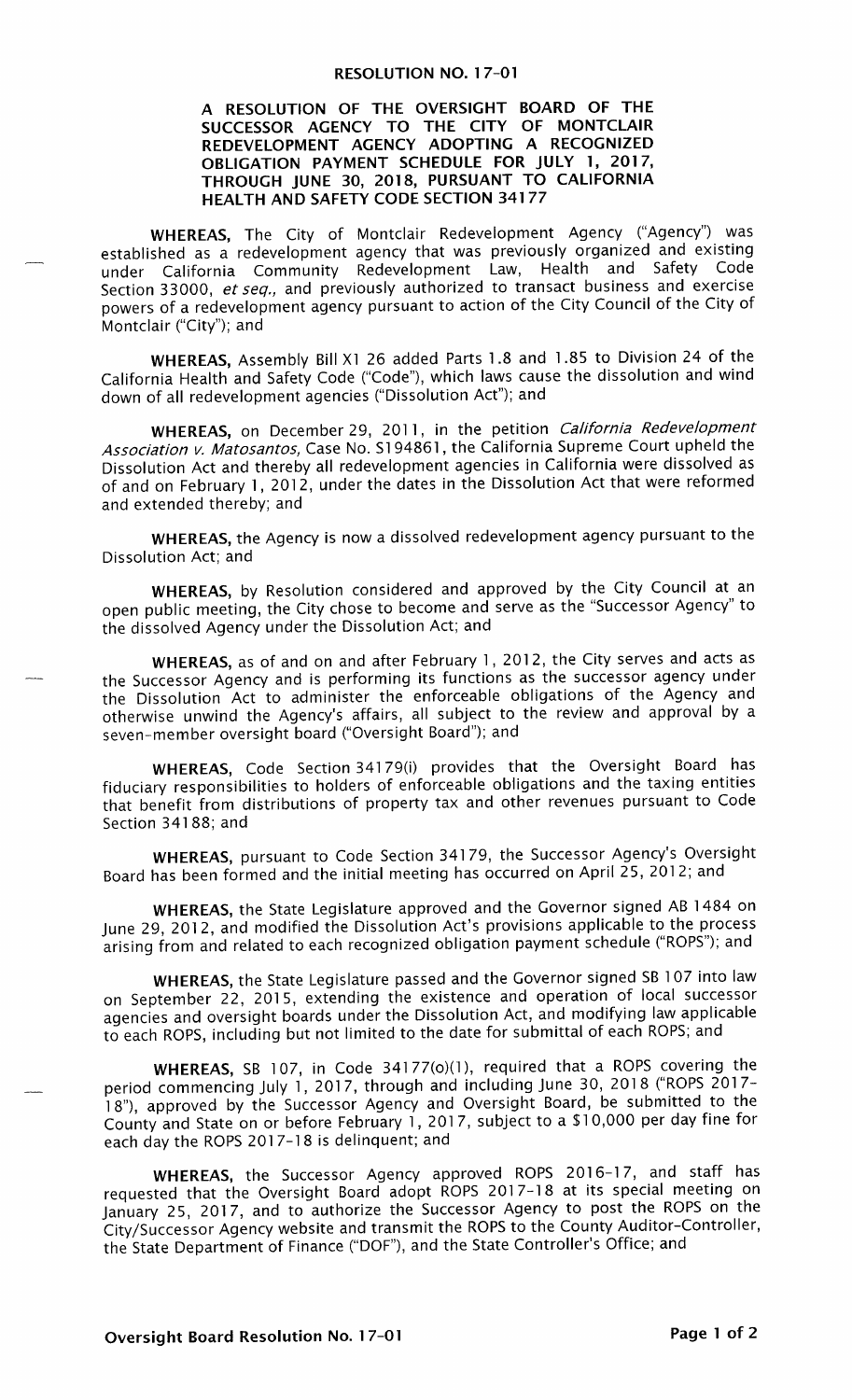# RESOLUTION NO. 17-01

## A RESOLUTION OF THE OVERSIGHT BOARD OF THE SUCCESSOR AGENCY TO THE CITY OF MONTCLAIR REDEVELOPMENT AGENCY ADOPTING A RECOGNIZED OBLIGATION PAYMENT SCHEDULE FOR JULY 1, 2017, THROUGH JUNE 30, 2018, PURSUANT TO CALIFORNIA HEALTH AND SAFETY CODE SECTION 34177

**WHEREAS,** The City of Montclair Redevelopment Agency ("Agency") was established as a redevelopment agency that was previously organized and existing under California Community Redevelopment Law, Health and Safety Code Section 33000, *et seq.,* and previously authorized to transact business and exercise powers of a redevelopment agency pursuant to action of the City Council of the City of Montclair ("City"); and

**WHEREAS,** Assembly Bill X1 26 added Parts 1.8 and 1.85 to Division 24 of the California Health and Safety Code ("Code"), which laws cause the dissolution and wind down of all redevelopment agencies ("Dissolution Act"); and

**WHEREAS,** on December 29, 2011, in the petition *California Redevelopment Association v. Matosantos,* Case No. S194861, the California Supreme Court upheld the Dissolution Act and thereby all redevelopment agencies in California were dissolved as of and on February 1, 2012, under the dates in the Dissolution Act that were reformed and extended thereby; and

**WHEREAS,** the Agency is now a dissolved redevelopment agency pursuant to the Dissolution Act; and

**WHEREAS,** by Resolution considered and approved by the City Council at an open public meeting, the City chose to become and serve as the "Successor Agency" to the dissolved Agency under the Dissolution Act; and

**WHEREAS,** as of and on and after February 1, 2012, the City serves and acts as the Successor Agency and is performing its functions as the successor agency under the Dissolution Act to administer the enforceable obligations of the Agency and otherwise unwind the Agency's affairs, all subject to the review and approval by a seven-member oversight board ("Oversight Board"); and

**WHEREAS,** Code Section 34179(i) provides that the Oversight Board has fiduciary responsibilities to holders of enforceable obligations and the taxing entities that benefit from distributions of property tax and other revenues pursuant to Code Section 34188; and

**WHEREAS,** pursuant to Code Section 34179, the Successor Agency's Oversight Board has been formed and the initial meeting has occurred on April 25, 2012; and

**WHEREAS,** the State Legislature approved and the Governor signed AB 1484 on June 29, 2012, and modified the Dissolution Act's provisions applicable to the process arising from and related to each recognized obligation payment schedule ("ROPS"); and

**WHEREAS,** the State Legislature passed and the Governor signed SB 107 into law on September 22, 2015, extending the existence and operation of local successor agencies and oversight boards under the Dissolution Act, and modifying law applicable to each ROPS, including but not limited to the date for submittal of each ROPS; and

**WHEREAS,** SB 107, in Code 34177(o)(1), required that a ROPS covering the period commencing July 1, 2017, through and including June 30, 2018 ("ROPS 2017-18"), approved by the Successor Agency and Oversight Board, be submitted to the County and State on or before February 1, 2017, subject to a $10,000 per day fine for each day the ROPS 2017-18 is delinquent; and

**WHEREAS,** the Successor Agency approved ROPS 2016-17, and staff has requested that the Oversight Board adopt ROPS 2017-18 at its special meeting on January 25, 2017, and to authorize the Successor Agency to post the ROPS on the City/Successor Agency website and transmit the ROPS to the County Auditor-Controller, the State Department of Finance ("DOF"), and the State Controller's Office; and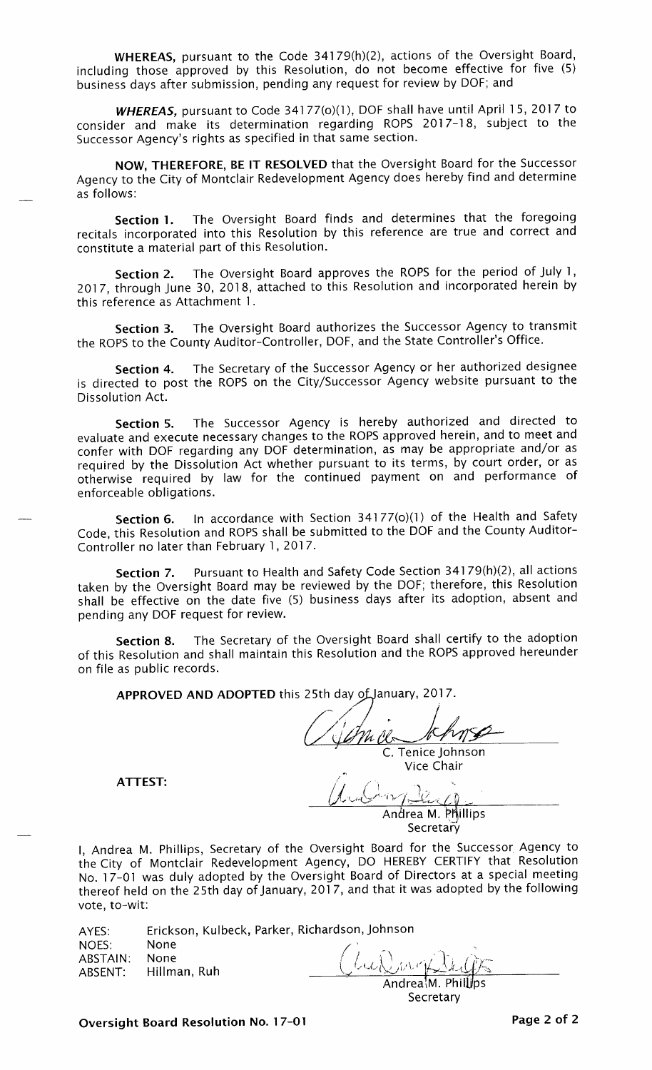**WHEREAS,** pursuant to the Code 34179(h)(2), actions of the Oversight Board, including those approved by this Resolution, do not become effective for five (5) business days after submission, pending any request for review by DOF; and

***WHEREAS,*** pursuant to Code 34177(o)(1), DOF shall have until April 15, 2017 to consider and make its determination regarding ROPS 2017-18, subject to the Successor Agency's rights as specified in that same section.

**NOW, THEREFORE, BE IT RESOLVED** that the Oversight Board for the Successor Agency to the City of Montclair Redevelopment Agency does hereby find and determine as follows:

**Section 1.** The Oversight Board finds and determines that the foregoing recitals incorporated into this Resolution by this reference are true and correct and constitute a material part of this Resolution.

**Section 2.** The Oversight Board approves the ROPS for the period of July 1, 2017, through June 30, 2018, attached to this Resolution and incorporated herein by this reference as Attachment 1.

**Section 3.** The Oversight Board authorizes the Successor Agency to transmit the ROPS to the County Auditor-Controller, DOF, and the State Controller's Office.

**Section 4.** The Secretary of the Successor Agency or her authorized designee is directed to post the ROPS on the City/Successor Agency website pursuant to the Dissolution Act.

**Section 5.** The Successor Agency is hereby authorized and directed to evaluate and execute necessary changes to the ROPS approved herein, and to meet and confer with DOF regarding any DOF determination, as may be appropriate and/or as required by the Dissolution Act whether pursuant to its terms, by court order, or as otherwise required by law for the continued payment on and performance of enforceable obligations.

**Section 6.** In accordance with Section 34177(o)(1) of the Health and Safety Code, this Resolution and ROPS shall be submitted to the DOF and the County Auditor-Controller no later than February 1, 2017.

**Section 7.** Pursuant to Health and Safety Code Section 34179(h)(2), all actions taken by the Oversight Board may be reviewed by the DOF; therefore, this Resolution shall be effective on the date five (5) business days after its adoption, absent and pending any DOF request for review.

**Section 8.** The Secretary of the Oversight Board shall certify to the adoption of this Resolution and shall maintain this Resolution and the ROPS approved hereunder on file as public records.

**APPROVED AND ADOPTED** this 25th day of January, 2017.

C. Tenice Johnson
Vice Chair

**ATTEST:**

Andrea M. Phillips
Secretary

I, Andrea M. Phillips, Secretary of the Oversight Board for the Successor Agency to the City of Montclair Redevelopment Agency, DO HEREBY CERTIFY that Resolution No. 17-01 was duly adopted by the Oversight Board of Directors at a special meeting thereof held on the 25th day of January, 2017, and that it was adopted by the following vote, to-wit:

AYES: Erickson, Kulbeck, Parker, Richardson, Johnson
NOES: None
ABSTAIN: None
ABSENT: Hillman, Ruh

Andrea M. Phillips
Secretary

**Oversight Board Resolution No. 17-01**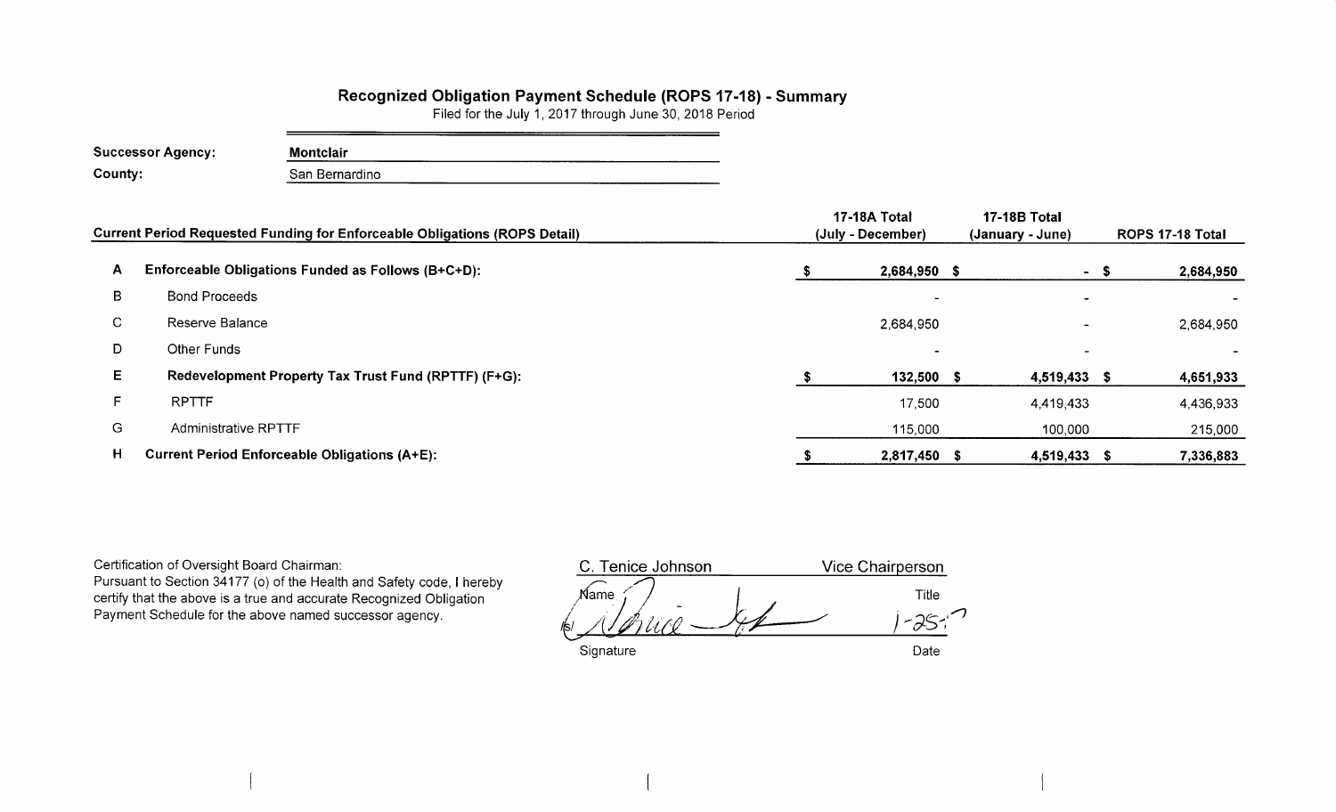# Recognized Obligation Payment Schedule (ROPS 17-18) - Summary

Filed for the July 1, 2017 through June 30, 2018 Period

**Successor Agency:** **Montclair**

**County:** San Bernardino

| | Current Period Requested Funding for Enforceable Obligations (ROPS Detail) | 17-18A Total (July - December) | 17-18B Total (January - June) | ROPS 17-18 Total |
|---|---|---|---|---|
| **A** | **Enforceable Obligations Funded as Follows (B+C+D):** | **$ 2,684,950** | **$ -** | **$ 2,684,950** |
| B | Bond Proceeds | - | - | - |
| C | Reserve Balance | 2,684,950 | - | 2,684,950 |
| D | Other Funds | - | - | - |
| **E** | **Redevelopment Property Tax Trust Fund (RPTTF) (F+G):** | **$ 132,500** | **$ 4,519,433** | **$ 4,651,933** |
| F | RPTTF | 17,500 | 4,419,433 | 4,436,933 |
| G | Administrative RPTTF | 115,000 | 100,000 | 215,000 |
| **H** | **Current Period Enforceable Obligations (A+E):** | **$ 2,817,450** | **$ 4,519,433** | **$ 7,336,883** |

Certification of Oversight Board Chairman:
Pursuant to Section 34177 (o) of the Health and Safety code, I hereby certify that the above is a true and accurate Recognized Obligation Payment Schedule for the above named successor agency.

| C. Tenice Johnson | Vice Chairperson |
|---|---|
| Name | Title |
| /s/ | 1-25-17 |
| Signature | Date |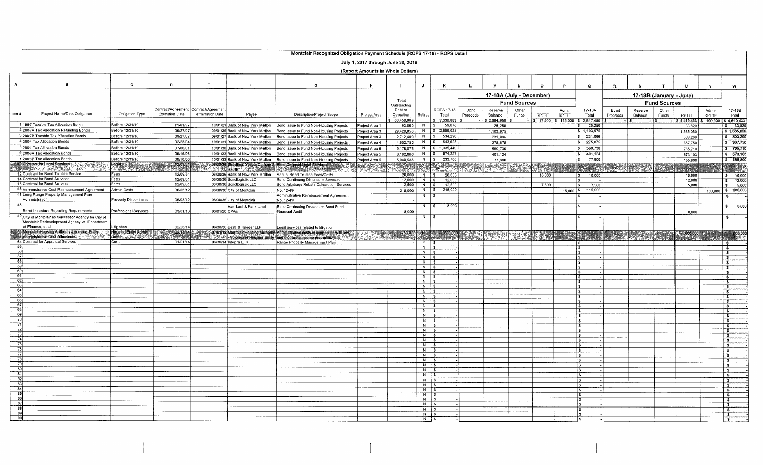Montclair Recognized Obligation Payment Schedule (ROPS 17-18) - ROPS Detail

July 1, 2017 through June 30, 2018

(Report Amounts in Whole Dollars)

| A | B | C | D | E | F | G | H | I | J | K | L | M | N | O | P | Q | R | S | T | U | V | W |
|---|---|---|---|---|---|---|---|---|---|---|---|---|---|---|---|---|---|---|---|---|---|---|
| | | | | | | | | | | | 17-18A (July - December) | | | | | | 17-18B (January - June) | | | | | |
| | | | | | | | | | | | Fund Sources | | | | | | Fund Sources | | | | | |
| Item # | Project Name/Debt Obligation | Obligation Type | Contract/Agreement Execution Date | Contract/Agreement Termination Date | Payee | Description/Project Scope | Project Area | Total Outstanding Debt or Obligation | Retired | ROPS 17-18 Total | Bond Proceeds | Reserve Balance | Other Funds | RPTTF | Admin RPTTF | 17-18A Total | Bond Proceeds | Reserve Balance | Other Funds | RPTTF | Admin RPTTF | 17-18B Total |
| | | | | | | | | $ 60,458,889 | | $ 7,336,883 | $ - | $ 2,684,950 | $ - | $ 17,500 | $ 115,000 | $ 2,817,450 | $ - | $ - | $ - | $ 4,419,433 | $ 100,000 | $ 4,519,433 |
| 1 | 1997 Taxable Tax Allocation Bonds | Before 12/31/10 | 11/01/97 | 10/01/21 | Bank of New York Mellon | Bond Issue to Fund Non-Housing Projects | Project Area 1 | 93,860 | N | $ 59,070 | | 25,250 | | | | $ 25,250 | | | | 33,820 | | $ 33,820 |
| 2 | 2007A Tax Allocation Refunding Bonds | Before 12/31/10 | 09/27/07 | 09/01/35 | Bank of New York Mellon | Bond Issue to Fund Non-Housing Projects | Project Area 3 | 29,420,856 | N | $ 2,689,025 | | 1,103,975 | | | | $ 1,103,975 | | | | 1,585,050 | | $ 1,585,050 |
| 3 | 2007B Taxable Tax Allocation Bonds | Before 12/31/10 | 09/27/07 | 09/01/27 | Bank of New York Mellon | Bond Issue to Fund Non-Housing Projects | Project Area 3 | 2,712,400 | N | $ 534,296 | | 231,096 | | | | $ 231,096 | | | | 303,200 | | $ 303,200 |
| 4 | 2004 Tax Allocation Bonds | Before 12/31/10 | 02/23/04 | 10/01/31 | Bank of New York Mellon | Bond Issue to Fund Non-Housing Projects | Project Area 4 | 4,802,750 | N | $ 643,625 | | 275,875 | | | | $ 275,875 | | | | 367,750 | | $ 367,750 |
| 5 | 2001 Tax Allocation Bonds | Before 12/31/10 | 07/06/01 | 10/01/30 | Bank of New York Mellon | Bond Issue to Fund Non-Housing Projects | Project Area 5 | 9,178,875 | N | $ 1,335,440 | | 569,730 | | | | $ 569,730 | | | | 765,710 | | $ 765,710 |
| 6 | 2006A Tax Allocation Bonds | Before 12/31/10 | 06/16/06 | 10/01/33 | Bank of New York Mellon | Bond Issue to Fund Non-Housing Projects | Project Area 5 | 8,192,060 | N | $ 974,227 | | 401,124 | | | | $ 401,124 | | | | 573,103 | | $ 573,103 |
| 7 | 2006B Tax Allocation Bonds | Before 12/31/10 | 06/16/06 | 10/01/33 | Bank of New York Mellon | Bond Issue to Fund Non-Housing Projects | Project Area 5 | 5,040,588 | N | $ 233,700 | | 77,900 | | | | $ 77,900 | | | | 155,800 | | $ 155,800 |
| 10 | Contract for Legal Services | Legal | 12/09/81 | 06/30/36 | Stradling, Yocca, Carlson & Rauth | Bond Counsel Legal Services | | | | | | | | | | | | | | | | |
| 12 | Contract for Bond Trustee Service | Fees | 12/09/81 | 06/30/36 | Bank of New York Mellon | Annual Bond Trustee Fees/Costs | | 20,000 | N | $ 20,000 | | | | 10,000 | | $ 10,000 | | | | 10,000 | | $ 10,000 |
| 14 | Contract for Bond Services | Fees | 12/09/81 | 06/30/36 | Bondlogistix LLC | Bond Continuing Disclosure Services | | 12,000 | N | $ 12,000 | | | | | | $ - | | | | 12,000 | | $ 12,000 |
| 15 | Contract for Bond Services | Fees | 12/09/81 | 06/30/36 | Bondlogistix LLC | Bond Arbitrage Rebate Calculation Services | | 12,500 | N | $ 12,500 | | | | 7,500 | | $ 7,500 | | | | 5,000 | | $ 5,000 |
| 43 | Administrative Cost Reimbursement Agreement | Admin Costs | 06/03/12 | 06/30/36 | City of Montclair | No. 12-49 | | 215,000 | N | $ 215,000 | | | | | 115,000 | $ 115,000 | | | | | 100,000 | $ 100,000 |
| 45 | Long Range Property Management Plan Administration | Property Dispositions | 06/03/12 | 06/30/36 | City of Montclair | Administrative Reimbursement Agreement No. 12-49 | | | N | $ - | | | | | | $ - | | | | | | $ - |
| 46 | Bond Indenture Reporting Requirements | Professional Services | 03/01/16 | 03/01/20 | Van Lant & Fankhanel CPAs | Bond Continuing Disclosure Bond Fund Financial Audit | | 8,000 | N | $ 8,000 | | | | | | $ - | | | | 8,000 | | $ 8,000 |
| 49 | City of Montclair as Successor Agency for City of Montclair Redevelopment Agency vs. Department of Finance, et al | Litigation | 02/26/14 | 06/30/36 | Best & Krieger LLP | Legal services related to litigation | | - | N | $ - | | | | | | $ - | | | | | | $ - |
| 53 | Montclair Housing Authority - Housing Entity Administrative Cost Allowance | Housing Entity Admin Cost | 02/18/14 | 07/01/18 | Montclair Housing Authority - Successor Housing Entity | Administrative costs in connection with low and moderate income properties | | 750,000 | N | $ 600,000 | | | | | | | | | | 600,000 | | $ 600,000 |
| 54 | Contract for Appraisal Services | Costs | 01/01/14 | 06/30/14 | Integra Ellis | Range Property Management Plan | | - | Y | $ - | | | | | | $ - | | | | | | $ - |
| 55 | | | | | | | | | N | $ - | | | | | | $ - | | | | | | $ - |
| 56 | | | | | | | | | N | $ - | | | | | | $ - | | | | | | $ - |
| 57 | | | | | | | | | N | $ - | | | | | | $ - | | | | | | $ - |
| 58 | | | | | | | | | N | $ - | | | | | | $ - | | | | | | $ - |
| 59 | | | | | | | | | N | $ - | | | | | | $ - | | | | | | $ - |
| 60 | | | | | | | | | N | $ - | | | | | | $ - | | | | | | $ - |
| 61 | | | | | | | | | N | $ - | | | | | | $ - | | | | | | $ - |
| 62 | | | | | | | | | N | $ - | | | | | | $ - | | | | | | $ - |
| 63 | | | | | | | | | N | $ - | | | | | | $ - | | | | | | $ - |
| 64 | | | | | | | | | N | $ - | | | | | | $ - | | | | | | $ - |
| 65 | | | | | | | | | N | $ - | | | | | | $ - | | | | | | $ - |
| 66 | | | | | | | | | N | $ - | | | | | | $ - | | | | | | $ - |
| 67 | | | | | | | | | N | $ - | | | | | | $ - | | | | | | $ - |
| 68 | | | | | | | | | N | $ - | | | | | | $ - | | | | | | $ - |
| 69 | | | | | | | | | N | $ - | | | | | | $ - | | | | | | $ - |
| 70 | | | | | | | | | N | $ - | | | | | | $ - | | | | | | $ - |
| 71 | | | | | | | | | N | $ - | | | | | | $ - | | | | | | $ - |
| 72 | | | | | | | | | N | $ - | | | | | | $ - | | | | | | $ - |
| 73 | | | | | | | | | N | $ - | | | | | | $ - | | | | | | $ - |
| 74 | | | | | | | | | N | $ - | | | | | | $ - | | | | | | $ - |
| 75 | | | | | | | | | N | $ - | | | | | | $ - | | | | | | $ - |
| 76 | | | | | | | | | N | $ - | | | | | | $ - | | | | | | $ - |
| 77 | | | | | | | | | N | $ - | | | | | | $ - | | | | | | $ - |
| 78 | | | | | | | | | N | $ - | | | | | | $ - | | | | | | $ - |
| 79 | | | | | | | | | N | $ - | | | | | | $ - | | | | | | $ - |
| 80 | | | | | | | | | N | $ - | | | | | | $ - | | | | | | $ - |
| 81 | | | | | | | | | N | $ - | | | | | | $ - | | | | | | $ - |
| 82 | | | | | | | | | N | $ - | | | | | | $ - | | | | | | $ - |
| 83 | | | | | | | | | N | $ - | | | | | | $ - | | | | | | $ - |
| 84 | | | | | | | | | N | $ - | | | | | | $ - | | | | | | $ - |
| 85 | | | | | | | | | N | $ - | | | | | | $ - | | | | | | $ - |
| 86 | | | | | | | | | N | $ - | | | | | | $ - | | | | | | $ - |
| 87 | | | | | | | | | N | $ - | | | | | | $ - | | | | | | $ - |
| 88 | | | | | | | | | N | $ - | | | | | | $ - | | | | | | $ - |
| 89 | | | | | | | | | N | $ - | | | | | | $ - | | | | | | $ - |
| 90 | | | | | | | | | N | $ - | | | | | | $ - | | | | | | $ - |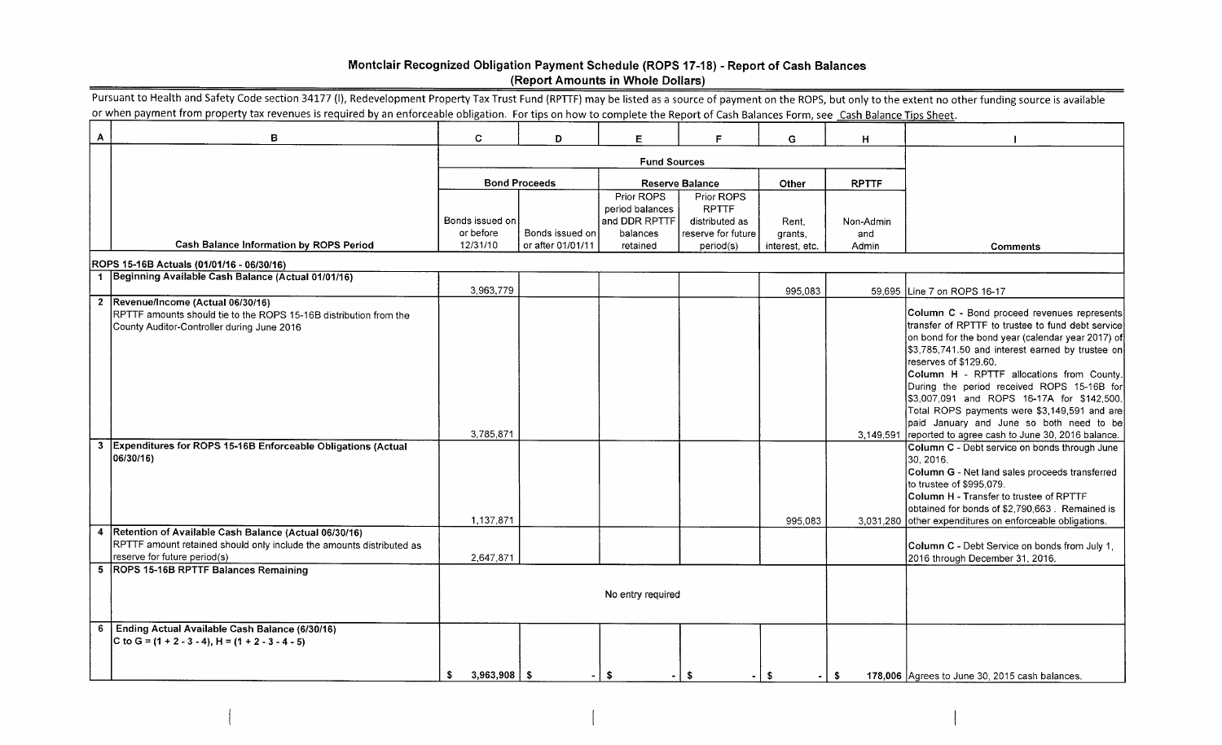## Montclair Recognized Obligation Payment Schedule (ROPS 17-18) - Report of Cash Balances
### (Report Amounts in Whole Dollars)

Pursuant to Health and Safety Code section 34177 (l), Redevelopment Property Tax Trust Fund (RPTTF) may be listed as a source of payment on the ROPS, but only to the extent no other funding source is available or when payment from property tax revenues is required by an enforceable obligation. For tips on how to complete the Report of Cash Balances Form, see Cash Balance Tips Sheet.

| A | B | C | D | E | F | G | H | I |
|---|---|---|---|---|---|---|---|---|
| | | Fund Sources | | | | | | |
| | | Bond Proceeds | | Reserve Balance | | Other | RPTTF | |
| | Cash Balance Information by ROPS Period | Bonds issued on or before 12/31/10 | Bonds issued on or after 01/01/11 | Prior ROPS period balances and DDR RPTTF balances retained | Prior ROPS RPTTF distributed as reserve for future period(s) | Rent, grants, interest, etc. | Non-Admin and Admin | Comments |
| | ROPS 15-16B Actuals (01/01/16 - 06/30/16) | | | | | | | |
| 1 | Beginning Available Cash Balance (Actual 01/01/16) | 3,963,779 | | | | 995,083 | 59,695 | Line 7 on ROPS 16-17 |
| 2 | Revenue/Income (Actual 06/30/16)<br>RPTTF amounts should tie to the ROPS 15-16B distribution from the County Auditor-Controller during June 2016 | 3,785,871 | | | | | 3,149,591 | Column C - Bond proceed revenues represents transfer of RPTTF to trustee to fund debt service on bond for the bond year (calendar year 2017) of $3,785,741.50 and interest earned by trustee on reserves of $129.60.<br>Column H - RPTTF allocations from County. During the period received ROPS 15-16B for $3,007,091 and ROPS 16-17A for $142,500. Total ROPS payments were $3,149,591 and are paid January and June so both need to be reported to agree cash to June 30, 2016 balance. |
| 3 | Expenditures for ROPS 15-16B Enforceable Obligations (Actual 06/30/16) | 1,137,871 | | | | 995,083 | 3,031,280 | Column C - Debt service on bonds through June 30, 2016.<br>Column G - Net land sales proceeds transferred to trustee of $995,079.<br>Column H - Transfer to trustee of RPTTF obtained for bonds of $2,790,663. Remained is other expenditures on enforceable obligations. |
| 4 | Retention of Available Cash Balance (Actual 06/30/16)<br>RPTTF amount retained should only include the amounts distributed as reserve for future period(s) | 2,647,871 | | | | | | Column C - Debt Service on bonds from July 1, 2016 through December 31, 2016. |
| 5 | ROPS 15-16B RPTTF Balances Remaining | | | No entry required | | | | |
| 6 | Ending Actual Available Cash Balance (6/30/16)<br>C to G = (1 + 2 - 3 - 4), H = (1 + 2 - 3 - 4 - 5) | $ 3,963,908 | $ - | $ - | $ - | $ - | $ 178,006 | Agrees to June 30, 2015 cash balances. |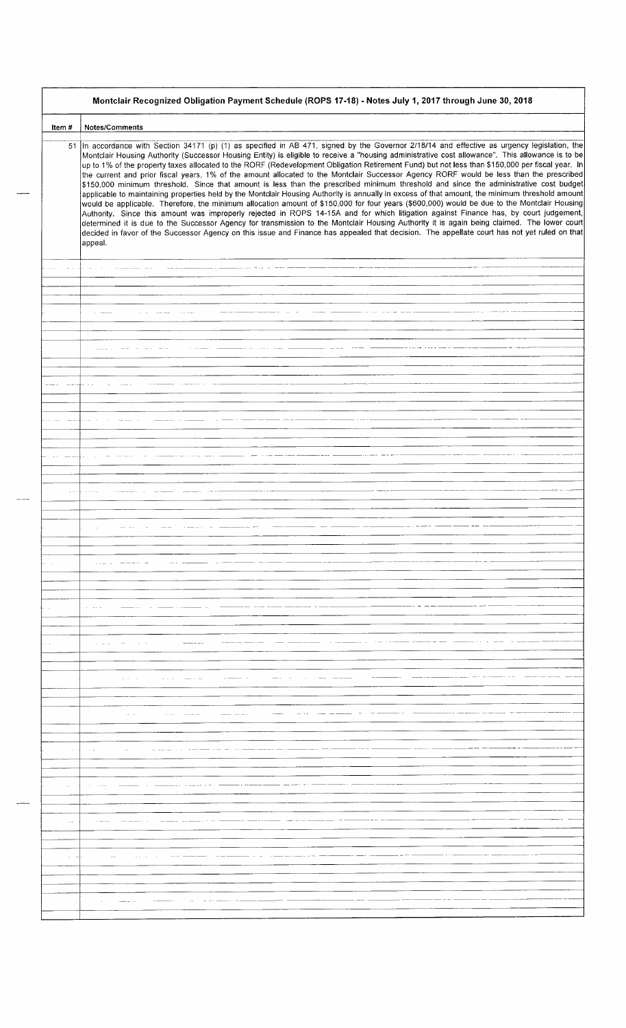| Montclair Recognized Obligation Payment Schedule (ROPS 17-18) - Notes July 1, 2017 through June 30, 2018 | |
|---|---|
| **Item #** | **Notes/Comments** |
| 51 | In accordance with Section 34171 (p) (1) as specified in AB 471, signed by the Governor 2/18/14 and effective as urgency legislation, the Montclair Housing Authority (Successor Housing Entity) is eligible to receive a "housing administrative cost allowance". This allowance is to be up to 1% of the property taxes allocated to the RORF (Redevelopment Obligation Retirement Fund) but not less than $150,000 per fiscal year. In the current and prior fiscal years, 1% of the amount allocated to the Montclair Successor Agency RORF would be less than the prescribed $150,000 minimum threshold. Since that amount is less than the prescribed minimum threshold and since the administrative cost budget applicable to maintaining properties held by the Montclair Housing Authority is annually in excess of that amount, the minimum threshold amount would be applicable. Therefore, the minimum allocation amount of $150,000 for four years ($600,000) would be due to the Montclair Housing Authority. Since this amount was improperly rejected in ROPS 14-15A and for which litigation against Finance has, by court judgement, determined it is due to the Successor Agency for transmission to the Montclair Housing Authority it is again being claimed. The lower court decided in favor of the Successor Agency on this issue and Finance has appealed that decision. The appellate court has not yet ruled on that appeal. |